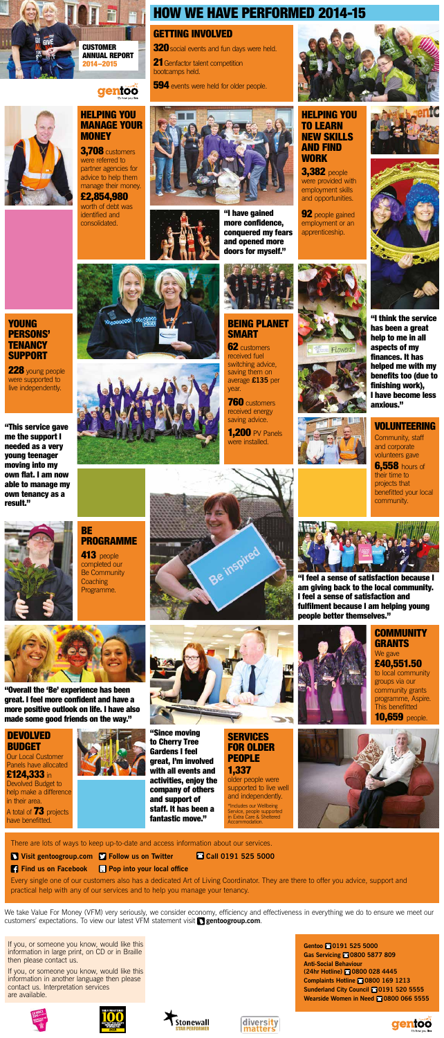CUSTOMER ANNUAL REPORT 2014–2015

gentoo

# HOW WE HAVE PERFORMED 2014-15

## GETTING INVOLVED

**320** social events and fun days were held.

**21** Genfactor talent competition bootcamps held.

**594** events were held for older people.

## HELPING YOU MANAGE YOUR MONEY

**3,708** customers were referred to partner agencies for advice to help them manage their money.

**£2,854,980** worth of debt was identified and consolidated.

**"I have gained more confidence, conquered my fears and opened more doors for myself."**

## HELPING YOU TO LEARN NEW SKILLS AND FIND WORK

**3,382** people were provided with employment skills and opportunities.

**92** people gained employment or an apprenticeship.

## YOUNG PERSONS' TENANCY SUPPORT

**228** young people were supported to live independently.

**"This service gave me the support I needed as a very young teenager moving into my own flat. I am now able to manage my own tenancy as a result."**

## BEING PLANET SMART

**62** customers received fuel switching advice, saving them on average **£135** per year.

**760** customers received energy saving advice.

**1,200** PV Panels were installed.

**"I think the service has been a great help to me in all aspects of my finances. It has helped me with my benefits too (due to finishing work), I have become less anxious."**

## VOLUNTEERING

Community, staff and corporate volunteers gave **6,558** hours of their time to projects that benefitted your local community.

## BE PROGRAMME

**413** people completed our Be Community Coaching Programme.

**"I feel a sense of satisfaction because I am giving back to the local community. I feel a sense of satisfaction and fulfilment because I am helping young people better themselves."**

**"Overall the 'Be' experience has been great. I feel more confident and have a more positive outlook on life. I have also made some good friends on the way."**

## COMMUNITY GRANTS

We gave **£40,551.50** to local community groups via our community grants programme, Aspire. This benefitted **10,659** people.

## DEVOLVED BUDGET

Our Local Customer Panels have allocated **£124,333** in Devolved Budget to help make a difference in their area.

A total of **73** projects have benefitted.

**"Since moving to Cherry Tree Gardens I feel great, I'm involved with all events and activities, enjoy the company of others and support of staff. It has been a fantastic move."**

## SERVICES FOR OLDER PEOPLE

**1,337** older people were supported to live well and independently.

*Includes our Wellbeing Service, people supported in Extra Care & Sheltered Accommodation.

There are lots of ways to keep up-to-date and access information about our services.

- **Visit gentoogroup.com**
- **Follow us on Twitter**
- **Call 0191 525 5000**
- **Find us on Facebook**
- **Pop into your local office**

Every single one of our customers also has a dedicated Art of Living Coordinator. They are there to offer you advice, support and practical help with any of our services and to help you manage your tenancy.

We take Value For Money (VFM) very seriously, we consider economy, efficiency and effectiveness in everything we do to ensure we meet our customers' expectations. To view our latest VFM statement visit **gentoogroup.com**.

If you, or someone you know, would like this information in large print, on CD or in Braille then please contact us.

If you, or someone you know, would like this information in another language then please contact us. Interpretation services are available.

**Gentoo** 0191 525 5000
**Gas Servicing** 0800 5877 809
**Anti-Social Behaviour (24hr Hotline)** 0800 028 4445
**Complaints Hotline** 0800 169 1213
**Sunderland City Council** 0191 520 5555
**Wearside Women in Need** 0800 066 5555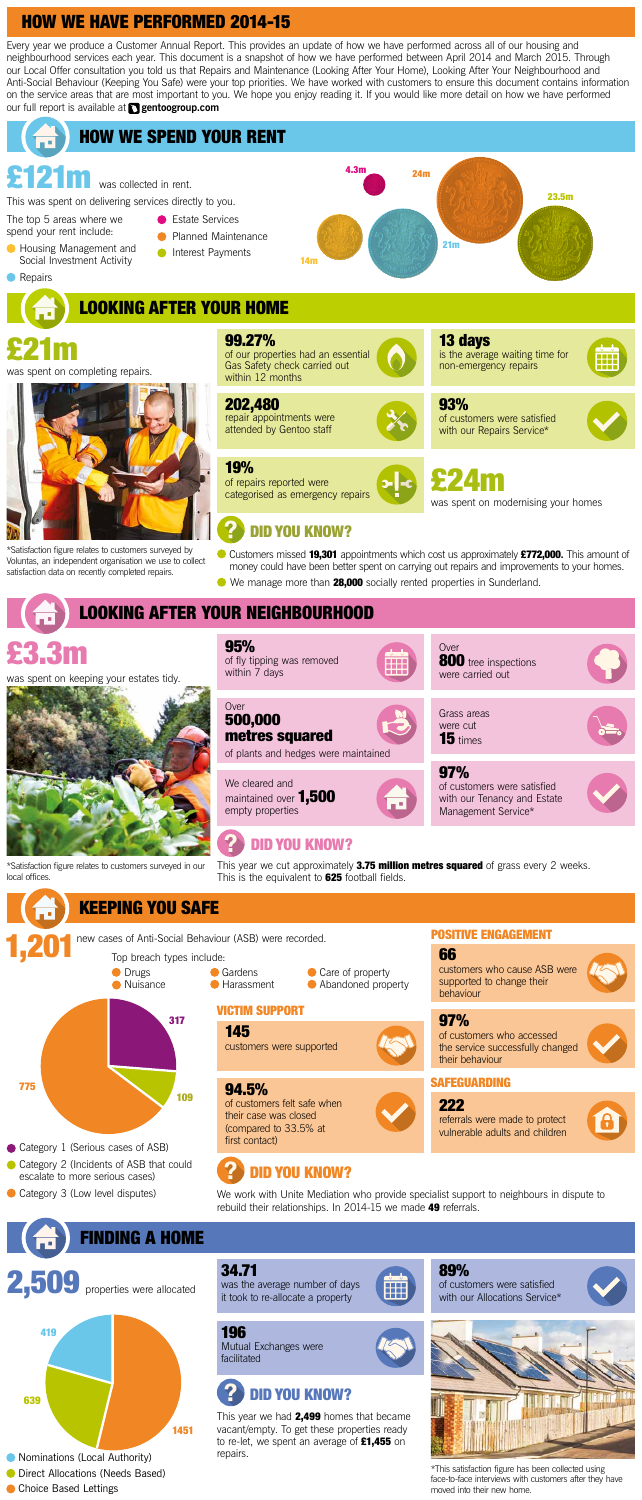# HOW WE HAVE PERFORMED 2014-15

Every year we produce a Customer Annual Report. This provides an update of how we have performed across all of our housing and neighbourhood services each year. This document is a snapshot of how we have performed between April 2014 and March 2015. Through our Local Offer consultation you told us that Repairs and Maintenance (Looking After Your Home), Looking After Your Neighbourhood and Anti-Social Behaviour (Keeping You Safe) were your top priorities. We have worked with customers to ensure this document contains information on the service areas that are most important to you. We hope you enjoy reading it. If you would like more detail on how we have performed our full report is available at **gentoogroup.com**

## HOW WE SPEND YOUR RENT

**£121m** was collected in rent.

This was spent on delivering services directly to you.

The top 5 areas where we spend your rent include:

- Housing Management and Social Investment Activity
- Repairs
- Estate Services
- Planned Maintenance
- Interest Payments

4.3m
24m
23.5m
21m
14m

## LOOKING AFTER YOUR HOME

**£21m** was spent on completing repairs.

\*Satisfaction figure relates to customers surveyed by Voluntas, an independent organisation we use to collect satisfaction data on recently completed repairs.

**99.27%** of our properties had an essential Gas Safety check carried out within 12 months

**202,480** repair appointments were attended by Gentoo staff

**19%** of repairs reported were categorised as emergency repairs

**13 days** is the average waiting time for non-emergency repairs

**93%** of customers were satisfied with our Repairs Service\*

**£24m** was spent on modernising your homes

### DID YOU KNOW?

- Customers missed **19,301** appointments which cost us approximately **£772,000.** This amount of money could have been better spent on carrying out repairs and improvements to your homes.
- We manage more than **28,000** socially rented properties in Sunderland.

## LOOKING AFTER YOUR NEIGHBOURHOOD

**£3.3m** was spent on keeping your estates tidy.

\*Satisfaction figure relates to customers surveyed in our local offices.

**95%** of fly tipping was removed within 7 days

Over **500,000 metres squared** of plants and hedges were maintained

We cleared and maintained over **1,500** empty properties

Over **800** tree inspections were carried out

Grass areas were cut **15** times

**97%** of customers were satisfied with our Tenancy and Estate Management Service\*

### DID YOU KNOW?

This year we cut approximately **3.75 million metres squared** of grass every 2 weeks. This is the equivalent to **625** football fields.

## KEEPING YOU SAFE

**1,201** new cases of Anti-Social Behaviour (ASB) were recorded.

Top breach types include:

- Drugs
- Nuisance
- Gardens
- Harassment
- Care of property
- Abandoned property

317
109
775

- Category 1 (Serious cases of ASB)
- Category 2 (Incidents of ASB that could escalate to more serious cases)
- Category 3 (Low level disputes)

### VICTIM SUPPORT

**145** customers were supported

**94.5%** of customers felt safe when their case was closed (compared to 33.5% at first contact)

### POSITIVE ENGAGEMENT

**66** customers who cause ASB were supported to change their behaviour

**97%** of customers who accessed the service successfully changed their behaviour

### SAFEGUARDING

**222** referrals were made to protect vulnerable adults and children

### DID YOU KNOW?

We work with Unite Mediation who provide specialist support to neighbours in dispute to rebuild their relationships. In 2014-15 we made **49** referrals.

## FINDING A HOME

**2,509** properties were allocated

419
639
1451

- Nominations (Local Authority)
- Direct Allocations (Needs Based)
- Choice Based Lettings

**34.71** was the average number of days it took to re-allocate a property

**196** Mutual Exchanges were facilitated

**89%** of customers were satisfied with our Allocations Service\*

### DID YOU KNOW?

This year we had **2,499** homes that became vacant/empty. To get these properties ready to re-let, we spent an average of **£1,455** on repairs.

\*This satisfaction figure has been collected using face-to-face interviews with customers after they have moved into their new home.